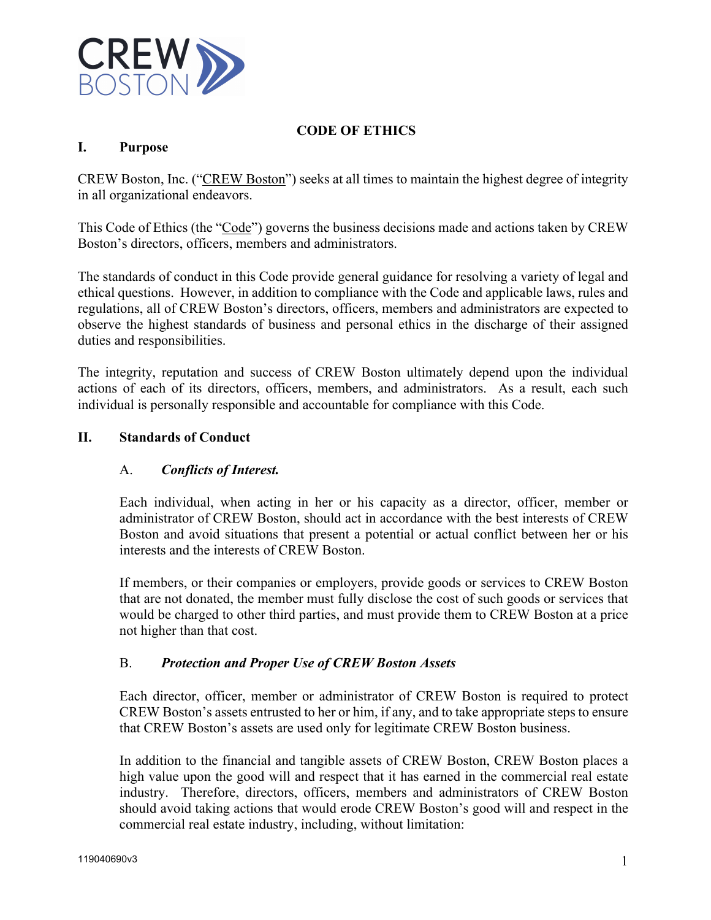# CODE OF ETHICS

## I. Purpose

CREW Boston, Inc. ("CREW Boston") seeks at all times to maintain the highest degree of integrity in all organizational endeavors.

This Code of Ethics (the "Code") governs the business decisions made and actions taken by CREW Boston's directors, officers, members and administrators.

The standards of conduct in this Code provide general guidance for resolving a variety of legal and ethical questions. However, in addition to compliance with the Code and applicable laws, rules and regulations, all of CREW Boston's directors, officers, members and administrators are expected to observe the highest standards of business and personal ethics in the discharge of their assigned duties and responsibilities.

The integrity, reputation and success of CREW Boston ultimately depend upon the individual actions of each of its directors, officers, members, and administrators. As a result, each such individual is personally responsible and accountable for compliance with this Code.

## II. Standards of Conduct

### A. *Conflicts of Interest.*

Each individual, when acting in her or his capacity as a director, officer, member or administrator of CREW Boston, should act in accordance with the best interests of CREW Boston and avoid situations that present a potential or actual conflict between her or his interests and the interests of CREW Boston.

If members, or their companies or employers, provide goods or services to CREW Boston that are not donated, the member must fully disclose the cost of such goods or services that would be charged to other third parties, and must provide them to CREW Boston at a price not higher than that cost.

### B. *Protection and Proper Use of CREW Boston Assets*

Each director, officer, member or administrator of CREW Boston is required to protect CREW Boston's assets entrusted to her or him, if any, and to take appropriate steps to ensure that CREW Boston's assets are used only for legitimate CREW Boston business.

In addition to the financial and tangible assets of CREW Boston, CREW Boston places a high value upon the good will and respect that it has earned in the commercial real estate industry. Therefore, directors, officers, members and administrators of CREW Boston should avoid taking actions that would erode CREW Boston's good will and respect in the commercial real estate industry, including, without limitation: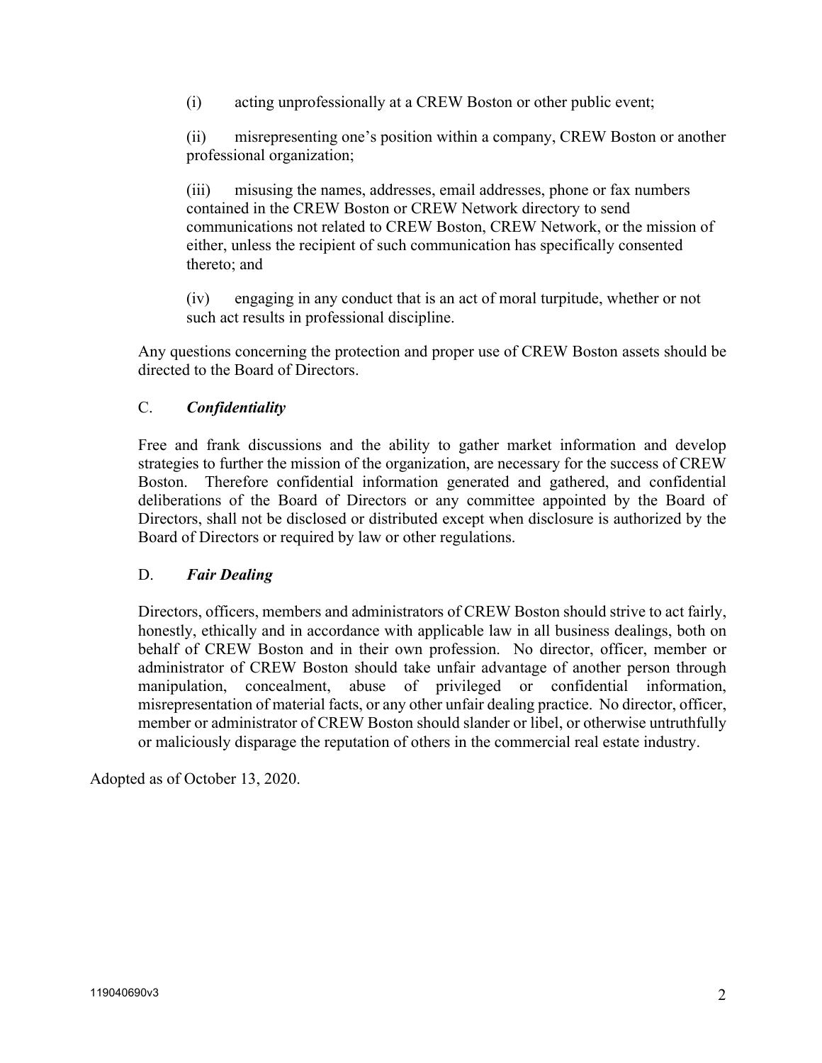(i) acting unprofessionally at a CREW Boston or other public event;

(ii) misrepresenting one's position within a company, CREW Boston or another professional organization;

(iii) misusing the names, addresses, email addresses, phone or fax numbers contained in the CREW Boston or CREW Network directory to send communications not related to CREW Boston, CREW Network, or the mission of either, unless the recipient of such communication has specifically consented thereto; and

(iv) engaging in any conduct that is an act of moral turpitude, whether or not such act results in professional discipline.

Any questions concerning the protection and proper use of CREW Boston assets should be directed to the Board of Directors.

### C. *Confidentiality*

Free and frank discussions and the ability to gather market information and develop strategies to further the mission of the organization, are necessary for the success of CREW Boston. Therefore confidential information generated and gathered, and confidential deliberations of the Board of Directors or any committee appointed by the Board of Directors, shall not be disclosed or distributed except when disclosure is authorized by the Board of Directors or required by law or other regulations.

### D. *Fair Dealing*

Directors, officers, members and administrators of CREW Boston should strive to act fairly, honestly, ethically and in accordance with applicable law in all business dealings, both on behalf of CREW Boston and in their own profession. No director, officer, member or administrator of CREW Boston should take unfair advantage of another person through manipulation, concealment, abuse of privileged or confidential information, misrepresentation of material facts, or any other unfair dealing practice. No director, officer, member or administrator of CREW Boston should slander or libel, or otherwise untruthfully or maliciously disparage the reputation of others in the commercial real estate industry.

Adopted as of October 13, 2020.

119040690v3